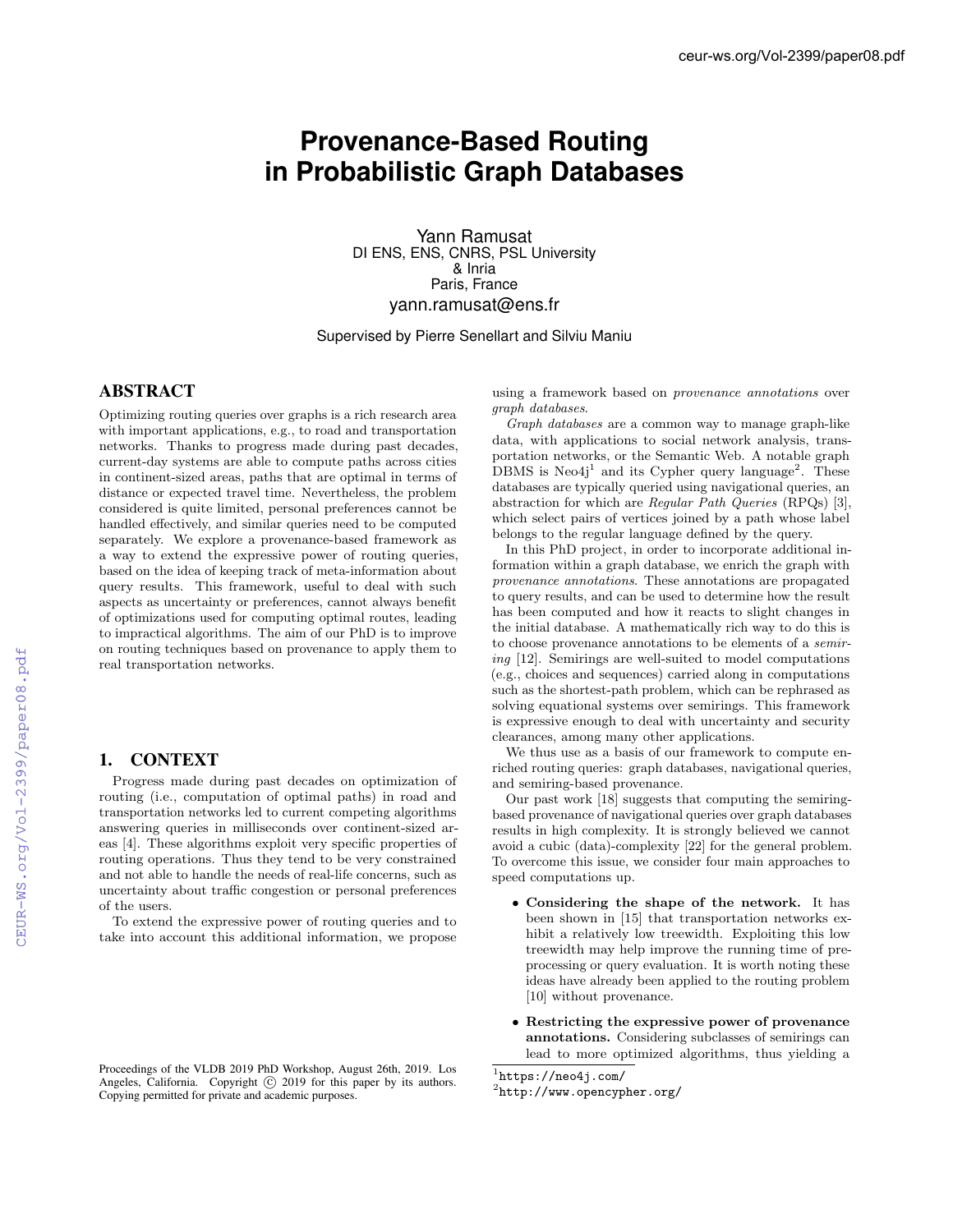# Provenance-Based Routing in Probabilistic Graph Databases

Yann Ramusat
DI ENS, ENS, CNRS, PSL University
& Inria
Paris, France
yann.ramusat@ens.fr

Supervised by Pierre Senellart and Silviu Maniu

## ABSTRACT

Optimizing routing queries over graphs is a rich research area with important applications, e.g., to road and transportation networks. Thanks to progress made during past decades, current-day systems are able to compute paths across cities in continent-sized areas, paths that are optimal in terms of distance or expected travel time. Nevertheless, the problem considered is quite limited, personal preferences cannot be handled effectively, and similar queries need to be computed separately. We explore a provenance-based framework as a way to extend the expressive power of routing queries, based on the idea of keeping track of meta-information about query results. This framework, useful to deal with such aspects as uncertainty or preferences, cannot always benefit of optimizations used for computing optimal routes, leading to impractical algorithms. The aim of our PhD is to improve on routing techniques based on provenance to apply them to real transportation networks.

## 1. CONTEXT

Progress made during past decades on optimization of routing (i.e., computation of optimal paths) in road and transportation networks led to current competing algorithms answering queries in milliseconds over continent-sized areas [4]. These algorithms exploit very specific properties of routing operations. Thus they tend to be very constrained and not able to handle the needs of real-life concerns, such as uncertainty about traffic congestion or personal preferences of the users.

To extend the expressive power of routing queries and to take into account this additional information, we propose using a framework based on *provenance annotations* over *graph databases*.

*Graph databases* are a common way to manage graph-like data, with applications to social network analysis, transportation networks, or the Semantic Web. A notable graph DBMS is Neo4j[1] and its Cypher query language[2]. These databases are typically queried using navigational queries, an abstraction for which are *Regular Path Queries* (RPQs) [3], which select pairs of vertices joined by a path whose label belongs to the regular language defined by the query.

In this PhD project, in order to incorporate additional information within a graph database, we enrich the graph with *provenance annotations*. These annotations are propagated to query results, and can be used to determine how the result has been computed and how it reacts to slight changes in the initial database. A mathematically rich way to do this is to choose provenance annotations to be elements of a *semiring* [12]. Semirings are well-suited to model computations (e.g., choices and sequences) carried along in computations such as the shortest-path problem, which can be rephrased as solving equational systems over semirings. This framework is expressive enough to deal with uncertainty and security clearances, among many other applications.

We thus use as a basis of our framework to compute enriched routing queries: graph databases, navigational queries, and semiring-based provenance.

Our past work [18] suggests that computing the semiring-based provenance of navigational queries over graph databases results in high complexity. It is strongly believed we cannot avoid a cubic (data)-complexity [22] for the general problem. To overcome this issue, we consider four main approaches to speed computations up.

- **Considering the shape of the network.** It has been shown in [15] that transportation networks exhibit a relatively low treewidth. Exploiting this low treewidth may help improve the running time of preprocessing or query evaluation. It is worth noting these ideas have already been applied to the routing problem [10] without provenance.
- **Restricting the expressive power of provenance annotations.** Considering subclasses of semirings can lead to more optimized algorithms, thus yielding a

Proceedings of the VLDB 2019 PhD Workshop, August 26th, 2019. Los Angeles, California. Copyright © 2019 for this paper by its authors. Copying permitted for private and academic purposes.

[1] https://neo4j.com/
[2] http://www.opencypher.org/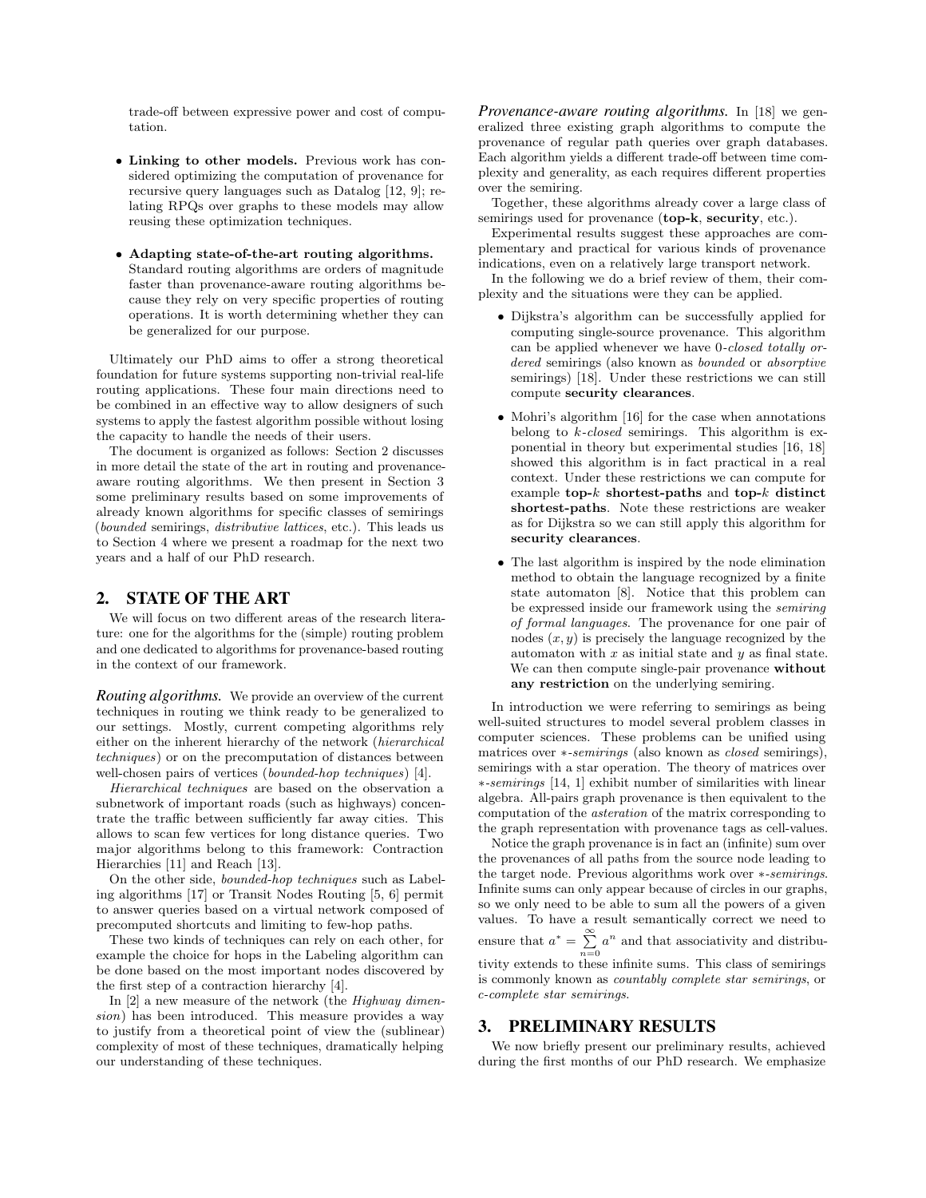trade-off between expressive power and cost of computation.

- **Linking to other models.** Previous work has considered optimizing the computation of provenance for recursive query languages such as Datalog [12, 9]; relating RPQs over graphs to these models may allow reusing these optimization techniques.

- **Adapting state-of-the-art routing algorithms.** Standard routing algorithms are orders of magnitude faster than provenance-aware routing algorithms because they rely on very specific properties of routing operations. It is worth determining whether they can be generalized for our purpose.

Ultimately our PhD aims to offer a strong theoretical foundation for future systems supporting non-trivial real-life routing applications. These four main directions need to be combined in an effective way to allow designers of such systems to apply the fastest algorithm possible without losing the capacity to handle the needs of their users.

The document is organized as follows: Section 2 discusses in more detail the state of the art in routing and provenance-aware routing algorithms. We then present in Section 3 some preliminary results based on some improvements of already known algorithms for specific classes of semirings (*bounded* semirings, *distributive lattices*, etc.). This leads us to Section 4 where we present a roadmap for the next two years and a half of our PhD research.

## 2. STATE OF THE ART

We will focus on two different areas of the research literature: one for the algorithms for the (simple) routing problem and one dedicated to algorithms for provenance-based routing in the context of our framework.

***Routing algorithms.*** We provide an overview of the current techniques in routing we think ready to be generalized to our settings. Mostly, current competing algorithms rely either on the inherent hierarchy of the network (*hierarchical techniques*) or on the precomputation of distances between well-chosen pairs of vertices (*bounded-hop techniques*) [4].

*Hierarchical techniques* are based on the observation a subnetwork of important roads (such as highways) concentrate the traffic between sufficiently far away cities. This allows to scan few vertices for long distance queries. Two major algorithms belong to this framework: Contraction Hierarchies [11] and Reach [13].

On the other side, *bounded-hop techniques* such as Labeling algorithms [17] or Transit Nodes Routing [5, 6] permit to answer queries based on a virtual network composed of precomputed shortcuts and limiting to few-hop paths.

These two kinds of techniques can rely on each other, for example the choice for hops in the Labeling algorithm can be done based on the most important nodes discovered by the first step of a contraction hierarchy [4].

In [2] a new measure of the network (the *Highway dimension*) has been introduced. This measure provides a way to justify from a theoretical point of view the (sublinear) complexity of most of these techniques, dramatically helping our understanding of these techniques.

***Provenance-aware routing algorithms.*** In [18] we generalized three existing graph algorithms to compute the provenance of regular path queries over graph databases. Each algorithm yields a different trade-off between time complexity and generality, as each requires different properties over the semiring.

Together, these algorithms already cover a large class of semirings used for provenance (**top-k**, **security**, etc.).

Experimental results suggest these approaches are complementary and practical for various kinds of provenance indications, even on a relatively large transport network.

In the following we do a brief review of them, their complexity and the situations were they can be applied.

- Dijkstra's algorithm can be successfully applied for computing single-source provenance. This algorithm can be applied whenever we have 0*-closed totally ordered* semirings (also known as *bounded* or *absorptive* semirings) [18]. Under these restrictions we can still compute **security clearances**.

- Mohri's algorithm [16] for the case when annotations belong to *k-closed* semirings. This algorithm is exponential in theory but experimental studies [16, 18] showed this algorithm is in fact practical in a real context. Under these restrictions we can compute for example **top-$k$ shortest-paths** and **top-$k$ distinct shortest-paths**. Note these restrictions are weaker as for Dijkstra so we can still apply this algorithm for **security clearances**.

- The last algorithm is inspired by the node elimination method to obtain the language recognized by a finite state automaton [8]. Notice that this problem can be expressed inside our framework using the *semiring of formal languages*. The provenance for one pair of nodes $(x, y)$ is precisely the language recognized by the automaton with $x$ as initial state and $y$ as final state. We can then compute single-pair provenance **without any restriction** on the underlying semiring.

In introduction we were referring to semirings as being well-suited structures to model several problem classes in computer sciences. These problems can be unified using matrices over $*$*-semirings* (also known as *closed* semirings), semirings with a star operation. The theory of matrices over $*$*-semirings* [14, 1] exhibit number of similarities with linear algebra. All-pairs graph provenance is then equivalent to the computation of the *asteration* of the matrix corresponding to the graph representation with provenance tags as cell-values.

Notice the graph provenance is in fact an (infinite) sum over the provenances of all paths from the source node leading to the target node. Previous algorithms work over $*$*-semirings*. Infinite sums can only appear because of circles in our graphs, so we only need to be able to sum all the powers of a given values. To have a result semantically correct we need to ensure that $a^* = \sum_{n=0}^{\infty} a^n$ and that associativity and distributivity extends to these infinite sums. This class of semirings is commonly known as *countably complete star semirings*, or *c-complete star semirings*.

## 3. PRELIMINARY RESULTS

We now briefly present our preliminary results, achieved during the first months of our PhD research. We emphasize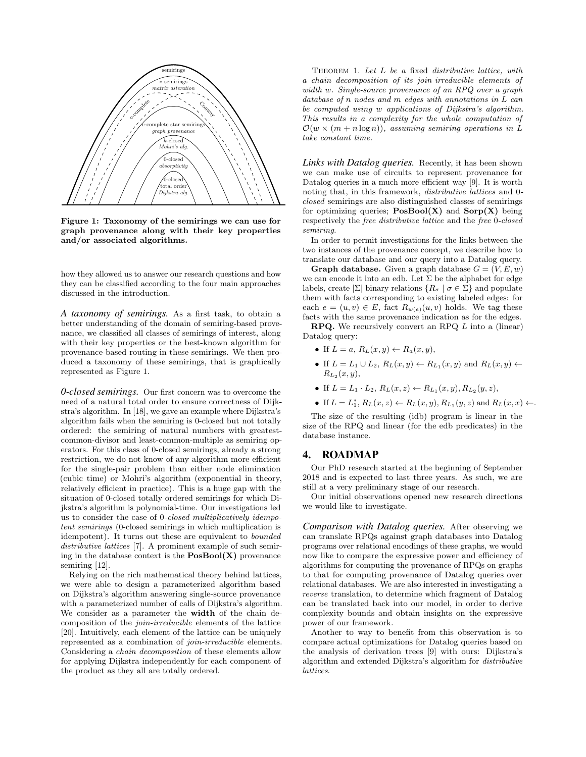Figure 1: Taxonomy of the semirings we can use for graph provenance along with their key properties and/or associated algorithms.

how they allowed us to answer our research questions and how they can be classified according to the four main approaches discussed in the introduction.

***A taxonomy of semirings.*** As a first task, to obtain a better understanding of the domain of semiring-based provenance, we classified all classes of semirings of interest, along with their key properties or the best-known algorithm for provenance-based routing in these semirings. We then produced a taxonomy of these semirings, that is graphically represented as Figure 1.

***0-closed semirings.*** Our first concern was to overcome the need of a natural total order to ensure correctness of Dijkstra's algorithm. In [18], we gave an example where Dijkstra's algorithm fails when the semiring is 0-closed but not totally ordered: the semiring of natural numbers with greatest-common-divisor and least-common-multiple as semiring operators. For this class of 0-closed semirings, already a strong restriction, we do not know of any algorithm more efficient for the single-pair problem than either node elimination (cubic time) or Mohri's algorithm (exponential in theory, relatively efficient in practice). This is a huge gap with the situation of 0-closed totally ordered semirings for which Dijkstra's algorithm is polynomial-time. Our investigations led us to consider the case of *0-closed multiplicatively idempotent semirings* (0-closed semirings in which multiplication is idempotent). It turns out these are equivalent to *bounded distributive lattices* [7]. A prominent example of such semiring in the database context is the **PosBool(X)** provenance semiring [12].

Relying on the rich mathematical theory behind lattices, we were able to design a parameterized algorithm based on Dijkstra's algorithm answering single-source provenance with a parameterized number of calls of Dijkstra's algorithm. We consider as a parameter the **width** of the chain decomposition of the *join-irreducible* elements of the lattice [20]. Intuitively, each element of the lattice can be uniquely represented as a combination of *join-irreducible* elements. Considering a *chain decomposition* of these elements allow for applying Dijkstra independently for each component of the product as they all are totally ordered.

Theorem 1. *Let $L$ be a fixed distributive lattice, with a chain decomposition of its join-irreducible elements of width $w$. Single-source provenance of an RPQ over a graph database of $n$ nodes and $m$ edges with annotations in $L$ can be computed using $w$ applications of Dijkstra's algorithm. This results in a complexity for the whole computation of $\mathcal{O}(w \times (m + n \log n))$, assuming semiring operations in $L$ take constant time.*

***Links with Datalog queries.*** Recently, it has been shown we can make use of circuits to represent provenance for Datalog queries in a much more efficient way [9]. It is worth noting that, in this framework, *distributive lattices* and *0-closed* semirings are also distinguished classes of semirings for optimizing queries; **PosBool(X)** and **Sorp(X)** being respectively the *free distributive lattice* and the *free 0-closed semiring*.

In order to permit investigations for the links between the two instances of the provenance concept, we describe how to translate our database and our query into a Datalog query.

**Graph database.** Given a graph database $G = (V, E, w)$ we can encode it into an edb. Let $\Sigma$ be the alphabet for edge labels, create $|\Sigma|$ binary relations $\{R_\sigma \mid \sigma \in \Sigma\}$ and populate them with facts corresponding to existing labeled edges: for each $e = (u, v) \in E$, fact $R_{w(e)}(u, v)$ holds. We tag these facts with the same provenance indication as for the edges.

**RPQ.** We recursively convert an RPQ $L$ into a (linear) Datalog query:

- If $L = a$, $R_L(x, y) \leftarrow R_a(x, y)$,
- If $L = L_1 \cup L_2$, $R_L(x, y) \leftarrow R_{L_1}(x, y)$ and $R_L(x, y) \leftarrow R_{L_2}(x, y)$,
- If $L = L_1 \cdot L_2$, $R_L(x, z) \leftarrow R_{L_1}(x, y), R_{L_2}(y, z)$,
- If $L = L_1^*$, $R_L(x, z) \leftarrow R_L(x, y), R_{L_1}(y, z)$ and $R_L(x, x) \leftarrow$.

The size of the resulting (idb) program is linear in the size of the RPQ and linear (for the edb predicates) in the database instance.

## 4. ROADMAP

Our PhD research started at the beginning of September 2018 and is expected to last three years. As such, we are still at a very preliminary stage of our research.

Our initial observations opened new research directions we would like to investigate.

***Comparison with Datalog queries.*** After observing we can translate RPQs against graph databases into Datalog programs over relational encodings of these graphs, we would now like to compare the expressive power and efficiency of algorithms for computing the provenance of RPQs on graphs to that for computing provenance of Datalog queries over relational databases. We are also interested in investigating a *reverse* translation, to determine which fragment of Datalog can be translated back into our model, in order to derive complexity bounds and obtain insights on the expressive power of our framework.

Another to way to benefit from this observation is to compare actual optimizations for Datalog queries based on the analysis of derivation trees [9] with ours: Dijkstra's algorithm and extended Dijkstra's algorithm for *distributive lattices*.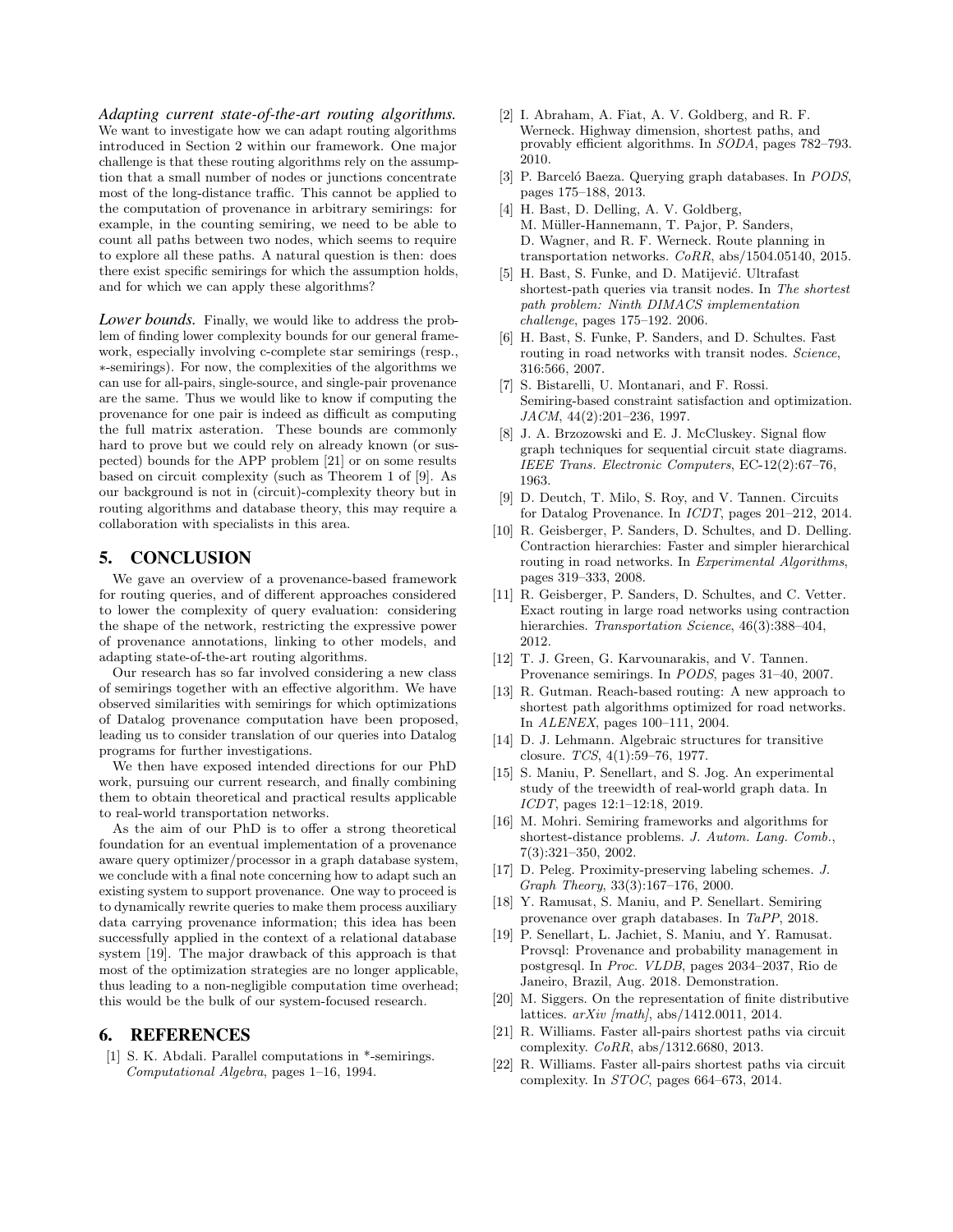***Adapting current state-of-the-art routing algorithms.*** We want to investigate how we can adapt routing algorithms introduced in Section 2 within our framework. One major challenge is that these routing algorithms rely on the assumption that a small number of nodes or junctions concentrate most of the long-distance traffic. This cannot be applied to the computation of provenance in arbitrary semirings: for example, in the counting semiring, we need to be able to count all paths between two nodes, which seems to require to explore all these paths. A natural question is then: does there exist specific semirings for which the assumption holds, and for which we can apply these algorithms?

***Lower bounds.*** Finally, we would like to address the problem of finding lower complexity bounds for our general framework, especially involving c-complete star semirings (resp., $*$-semirings). For now, the complexities of the algorithms we can use for all-pairs, single-source, and single-pair provenance are the same. Thus we would like to know if computing the provenance for one pair is indeed as difficult as computing the full matrix asteration. These bounds are commonly hard to prove but we could rely on already known (or suspected) bounds for the APP problem [21] or on some results based on circuit complexity (such as Theorem 1 of [9]. As our background is not in (circuit)-complexity theory but in routing algorithms and database theory, this may require a collaboration with specialists in this area.

## 5. CONCLUSION

We gave an overview of a provenance-based framework for routing queries, and of different approaches considered to lower the complexity of query evaluation: considering the shape of the network, restricting the expressive power of provenance annotations, linking to other models, and adapting state-of-the-art routing algorithms.

Our research has so far involved considering a new class of semirings together with an effective algorithm. We have observed similarities with semirings for which optimizations of Datalog provenance computation have been proposed, leading us to consider translation of our queries into Datalog programs for further investigations.

We then have exposed intended directions for our PhD work, pursuing our current research, and finally combining them to obtain theoretical and practical results applicable to real-world transportation networks.

As the aim of our PhD is to offer a strong theoretical foundation for an eventual implementation of a provenance aware query optimizer/processor in a graph database system, we conclude with a final note concerning how to adapt such an existing system to support provenance. One way to proceed is to dynamically rewrite queries to make them process auxiliary data carrying provenance information; this idea has been successfully applied in the context of a relational database system [19]. The major drawback of this approach is that most of the optimization strategies are no longer applicable, thus leading to a non-negligible computation time overhead; this would be the bulk of our system-focused research.

## 6. REFERENCES

[1] S. K. Abdali. Parallel computations in *-semirings. *Computational Algebra*, pages 1–16, 1994.

[2] I. Abraham, A. Fiat, A. V. Goldberg, and R. F. Werneck. Highway dimension, shortest paths, and provably efficient algorithms. In *SODA*, pages 782–793. 2010.

[3] P. Barceló Baeza. Querying graph databases. In *PODS*, pages 175–188, 2013.

[4] H. Bast, D. Delling, A. V. Goldberg, M. Müller-Hannemann, T. Pajor, P. Sanders, D. Wagner, and R. F. Werneck. Route planning in transportation networks. *CoRR*, abs/1504.05140, 2015.

[5] H. Bast, S. Funke, and D. Matijević. Ultrafast shortest-path queries via transit nodes. In *The shortest path problem: Ninth DIMACS implementation challenge*, pages 175–192. 2006.

[6] H. Bast, S. Funke, P. Sanders, and D. Schultes. Fast routing in road networks with transit nodes. *Science*, 316:566, 2007.

[7] S. Bistarelli, U. Montanari, and F. Rossi. Semiring-based constraint satisfaction and optimization. *JACM*, 44(2):201–236, 1997.

[8] J. A. Brzozowski and E. J. McCluskey. Signal flow graph techniques for sequential circuit state diagrams. *IEEE Trans. Electronic Computers*, EC-12(2):67–76, 1963.

[9] D. Deutch, T. Milo, S. Roy, and V. Tannen. Circuits for Datalog Provenance. In *ICDT*, pages 201–212, 2014.

[10] R. Geisberger, P. Sanders, D. Schultes, and D. Delling. Contraction hierarchies: Faster and simpler hierarchical routing in road networks. In *Experimental Algorithms*, pages 319–333, 2008.

[11] R. Geisberger, P. Sanders, D. Schultes, and C. Vetter. Exact routing in large road networks using contraction hierarchies. *Transportation Science*, 46(3):388–404, 2012.

[12] T. J. Green, G. Karvounarakis, and V. Tannen. Provenance semirings. In *PODS*, pages 31–40, 2007.

[13] R. Gutman. Reach-based routing: A new approach to shortest path algorithms optimized for road networks. In *ALENEX*, pages 100–111, 2004.

[14] D. J. Lehmann. Algebraic structures for transitive closure. *TCS*, 4(1):59–76, 1977.

[15] S. Maniu, P. Senellart, and S. Jog. An experimental study of the treewidth of real-world graph data. In *ICDT*, pages 12:1–12:18, 2019.

[16] M. Mohri. Semiring frameworks and algorithms for shortest-distance problems. *J. Autom. Lang. Comb.*, 7(3):321–350, 2002.

[17] D. Peleg. Proximity-preserving labeling schemes. *J. Graph Theory*, 33(3):167–176, 2000.

[18] Y. Ramusat, S. Maniu, and P. Senellart. Semiring provenance over graph databases. In *TaPP*, 2018.

[19] P. Senellart, L. Jachiet, S. Maniu, and Y. Ramusat. Provsql: Provenance and probability management in postgresql. In *Proc. VLDB*, pages 2034–2037, Rio de Janeiro, Brazil, Aug. 2018. Demonstration.

[20] M. Siggers. On the representation of finite distributive lattices. *arXiv [math]*, abs/1412.0011, 2014.

[21] R. Williams. Faster all-pairs shortest paths via circuit complexity. *CoRR*, abs/1312.6680, 2013.

[22] R. Williams. Faster all-pairs shortest paths via circuit complexity. In *STOC*, pages 664–673, 2014.